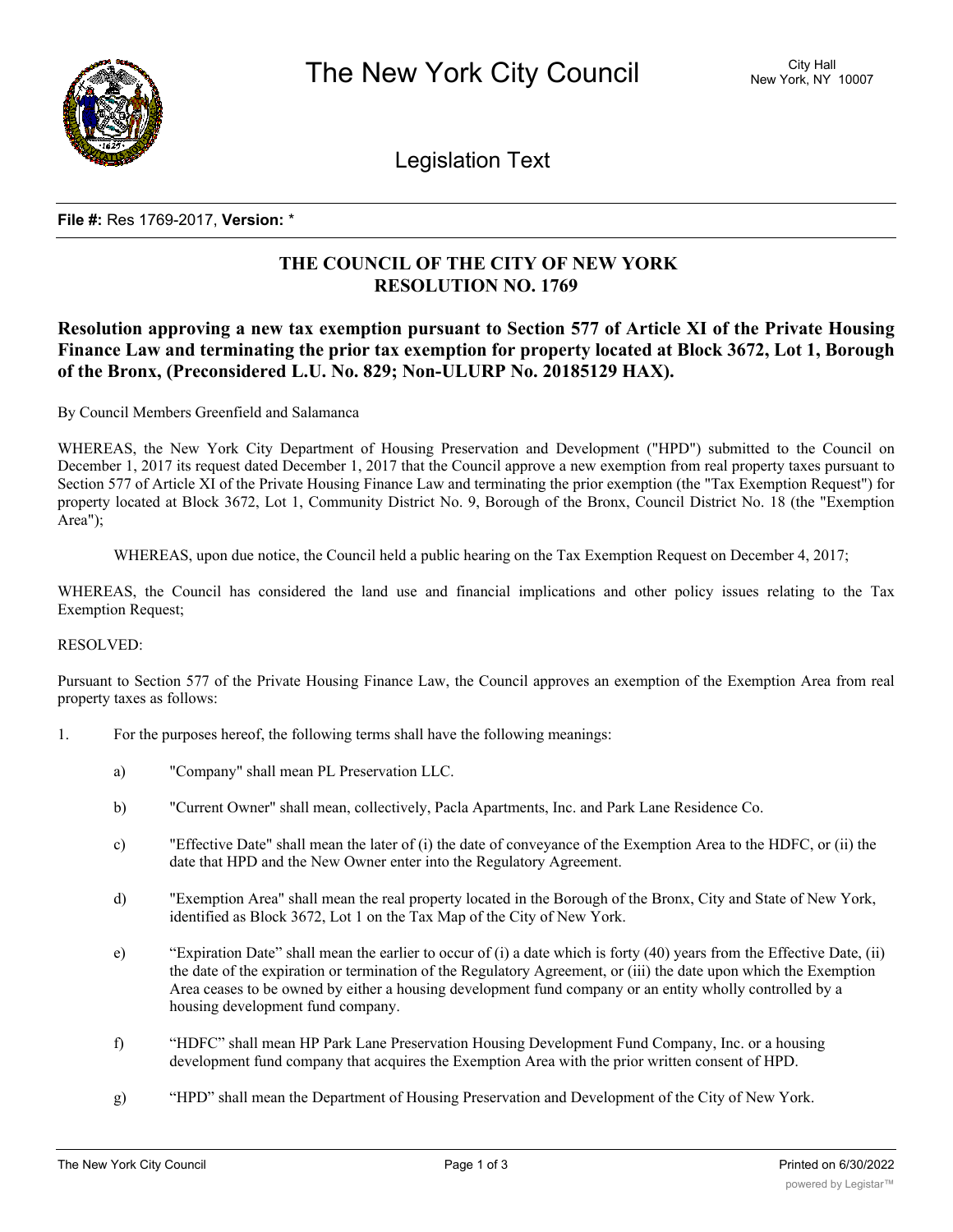# The New York City Council

City Hall
New York, NY 10007

## Legislation Text

**File #:** Res 1769-2017, **Version:** *

## THE COUNCIL OF THE CITY OF NEW YORK
## RESOLUTION NO. 1769

### Resolution approving a new tax exemption pursuant to Section 577 of Article XI of the Private Housing Finance Law and terminating the prior tax exemption for property located at Block 3672, Lot 1, Borough of the Bronx, (Preconsidered L.U. No. 829; Non-ULURP No. 20185129 HAX).

By Council Members Greenfield and Salamanca

WHEREAS, the New York City Department of Housing Preservation and Development ("HPD") submitted to the Council on December 1, 2017 its request dated December 1, 2017 that the Council approve a new exemption from real property taxes pursuant to Section 577 of Article XI of the Private Housing Finance Law and terminating the prior exemption (the "Tax Exemption Request") for property located at Block 3672, Lot 1, Community District No. 9, Borough of the Bronx, Council District No. 18 (the "Exemption Area");

WHEREAS, upon due notice, the Council held a public hearing on the Tax Exemption Request on December 4, 2017;

WHEREAS, the Council has considered the land use and financial implications and other policy issues relating to the Tax Exemption Request;

RESOLVED:

Pursuant to Section 577 of the Private Housing Finance Law, the Council approves an exemption of the Exemption Area from real property taxes as follows:

1. For the purposes hereof, the following terms shall have the following meanings:

   a) "Company" shall mean PL Preservation LLC.

   b) "Current Owner" shall mean, collectively, Pacla Apartments, Inc. and Park Lane Residence Co.

   c) "Effective Date" shall mean the later of (i) the date of conveyance of the Exemption Area to the HDFC, or (ii) the date that HPD and the New Owner enter into the Regulatory Agreement.

   d) "Exemption Area" shall mean the real property located in the Borough of the Bronx, City and State of New York, identified as Block 3672, Lot 1 on the Tax Map of the City of New York.

   e) "Expiration Date" shall mean the earlier to occur of (i) a date which is forty (40) years from the Effective Date, (ii) the date of the expiration or termination of the Regulatory Agreement, or (iii) the date upon which the Exemption Area ceases to be owned by either a housing development fund company or an entity wholly controlled by a housing development fund company.

   f) "HDFC" shall mean HP Park Lane Preservation Housing Development Fund Company, Inc. or a housing development fund company that acquires the Exemption Area with the prior written consent of HPD.

   g) "HPD" shall mean the Department of Housing Preservation and Development of the City of New York.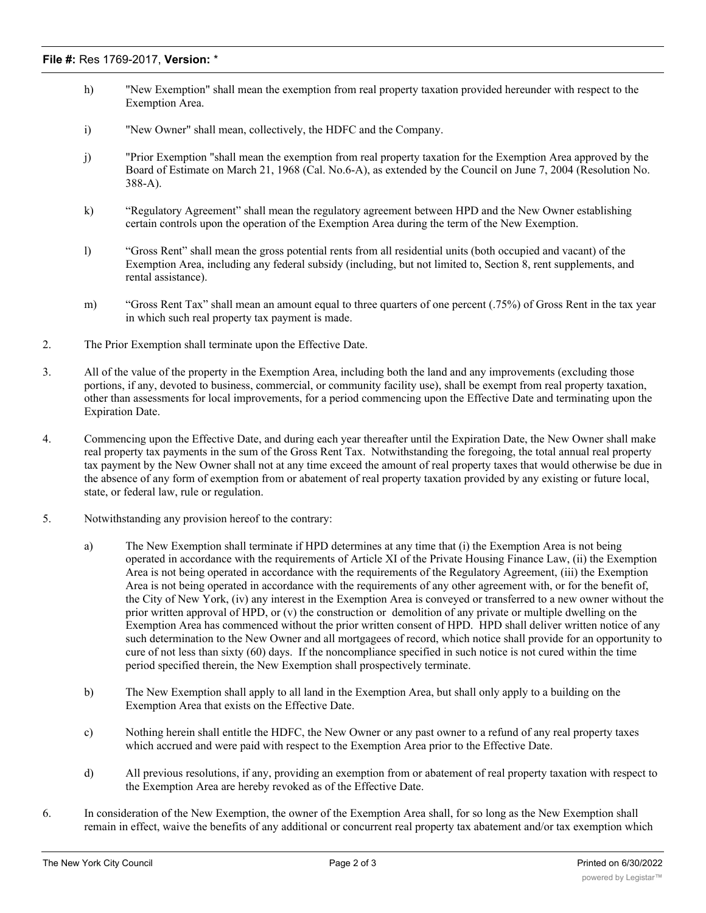h) "New Exemption" shall mean the exemption from real property taxation provided hereunder with respect to the Exemption Area.

i) "New Owner" shall mean, collectively, the HDFC and the Company.

j) "Prior Exemption "shall mean the exemption from real property taxation for the Exemption Area approved by the Board of Estimate on March 21, 1968 (Cal. No.6-A), as extended by the Council on June 7, 2004 (Resolution No. 388-A).

k) "Regulatory Agreement" shall mean the regulatory agreement between HPD and the New Owner establishing certain controls upon the operation of the Exemption Area during the term of the New Exemption.

l) "Gross Rent" shall mean the gross potential rents from all residential units (both occupied and vacant) of the Exemption Area, including any federal subsidy (including, but not limited to, Section 8, rent supplements, and rental assistance).

m) "Gross Rent Tax" shall mean an amount equal to three quarters of one percent (.75%) of Gross Rent in the tax year in which such real property tax payment is made.

2. The Prior Exemption shall terminate upon the Effective Date.

3. All of the value of the property in the Exemption Area, including both the land and any improvements (excluding those portions, if any, devoted to business, commercial, or community facility use), shall be exempt from real property taxation, other than assessments for local improvements, for a period commencing upon the Effective Date and terminating upon the Expiration Date.

4. Commencing upon the Effective Date, and during each year thereafter until the Expiration Date, the New Owner shall make real property tax payments in the sum of the Gross Rent Tax. Notwithstanding the foregoing, the total annual real property tax payment by the New Owner shall not at any time exceed the amount of real property taxes that would otherwise be due in the absence of any form of exemption from or abatement of real property taxation provided by any existing or future local, state, or federal law, rule or regulation.

5. Notwithstanding any provision hereof to the contrary:

a) The New Exemption shall terminate if HPD determines at any time that (i) the Exemption Area is not being operated in accordance with the requirements of Article XI of the Private Housing Finance Law, (ii) the Exemption Area is not being operated in accordance with the requirements of the Regulatory Agreement, (iii) the Exemption Area is not being operated in accordance with the requirements of any other agreement with, or for the benefit of, the City of New York, (iv) any interest in the Exemption Area is conveyed or transferred to a new owner without the prior written approval of HPD, or (v) the construction or demolition of any private or multiple dwelling on the Exemption Area has commenced without the prior written consent of HPD. HPD shall deliver written notice of any such determination to the New Owner and all mortgagees of record, which notice shall provide for an opportunity to cure of not less than sixty (60) days. If the noncompliance specified in such notice is not cured within the time period specified therein, the New Exemption shall prospectively terminate.

b) The New Exemption shall apply to all land in the Exemption Area, but shall only apply to a building on the Exemption Area that exists on the Effective Date.

c) Nothing herein shall entitle the HDFC, the New Owner or any past owner to a refund of any real property taxes which accrued and were paid with respect to the Exemption Area prior to the Effective Date.

d) All previous resolutions, if any, providing an exemption from or abatement of real property taxation with respect to the Exemption Area are hereby revoked as of the Effective Date.

6. In consideration of the New Exemption, the owner of the Exemption Area shall, for so long as the New Exemption shall remain in effect, waive the benefits of any additional or concurrent real property tax abatement and/or tax exemption which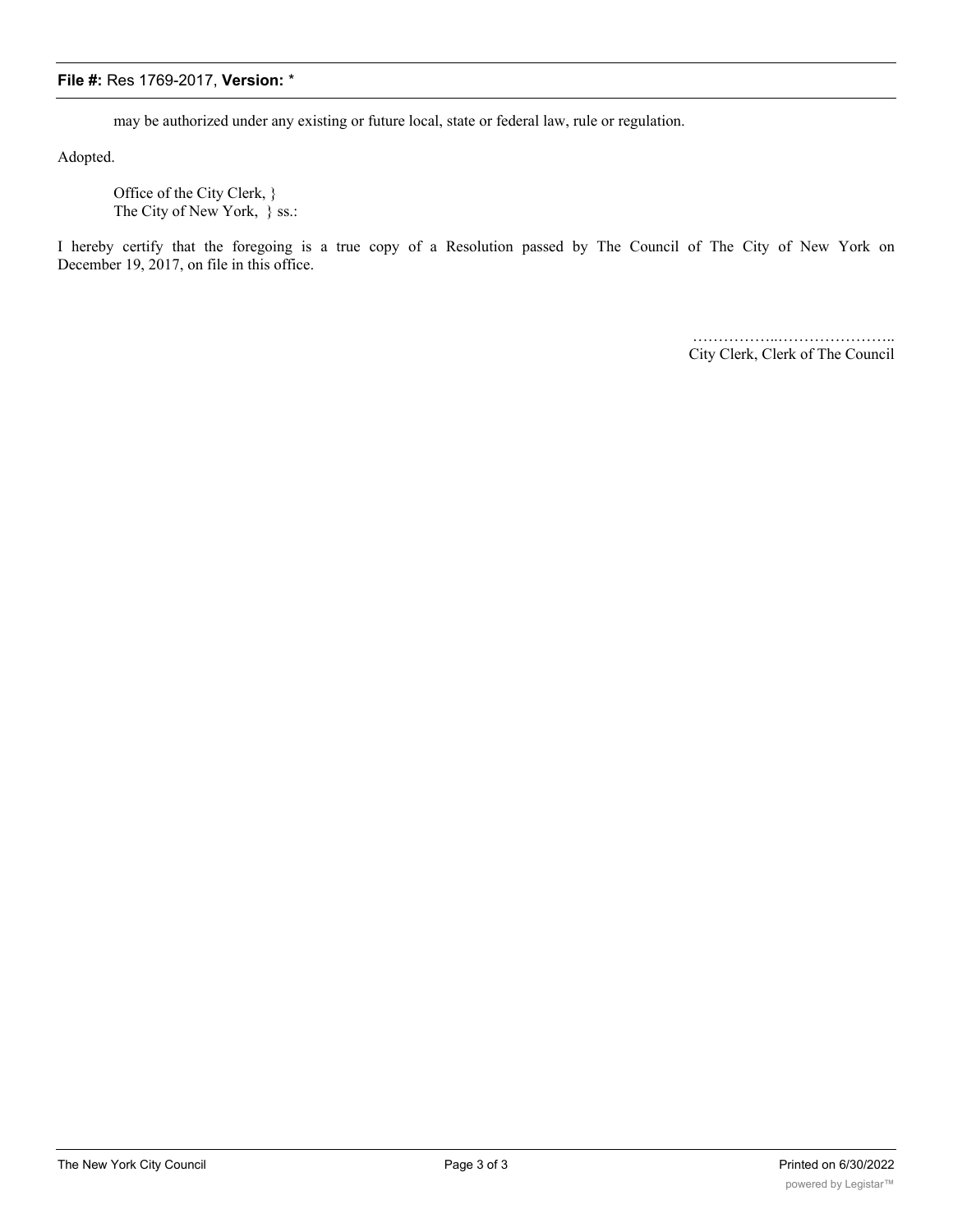may be authorized under any existing or future local, state or federal law, rule or regulation.

Adopted.

Office of the City Clerk, }
The City of New York, } ss.:

I hereby certify that the foregoing is a true copy of a Resolution passed by The Council of The City of New York on December 19, 2017, on file in this office.

……………..…………………..
City Clerk, Clerk of The Council